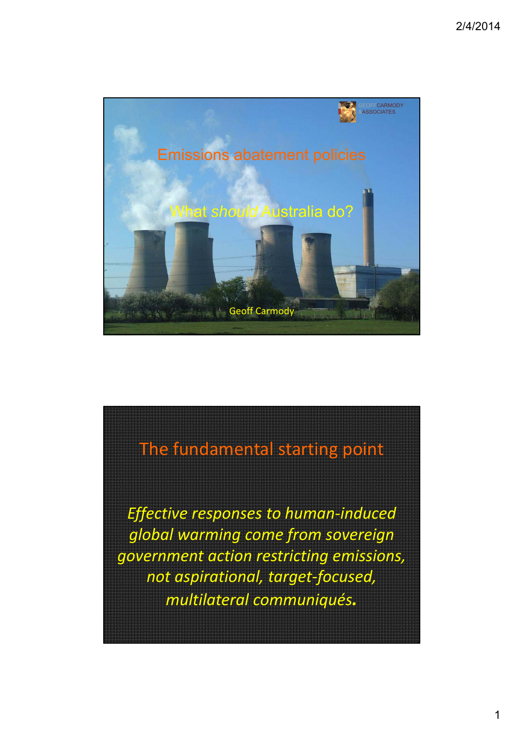GEOFF CARMODY ASSOCIATES

# Emissions abatement policies

## What *should* Australia do?

Geoff Carmody

## The fundamental starting point

*Effective responses to human-induced global warming come from sovereign government action restricting emissions, not aspirational, target-focused, multilateral communiqués.*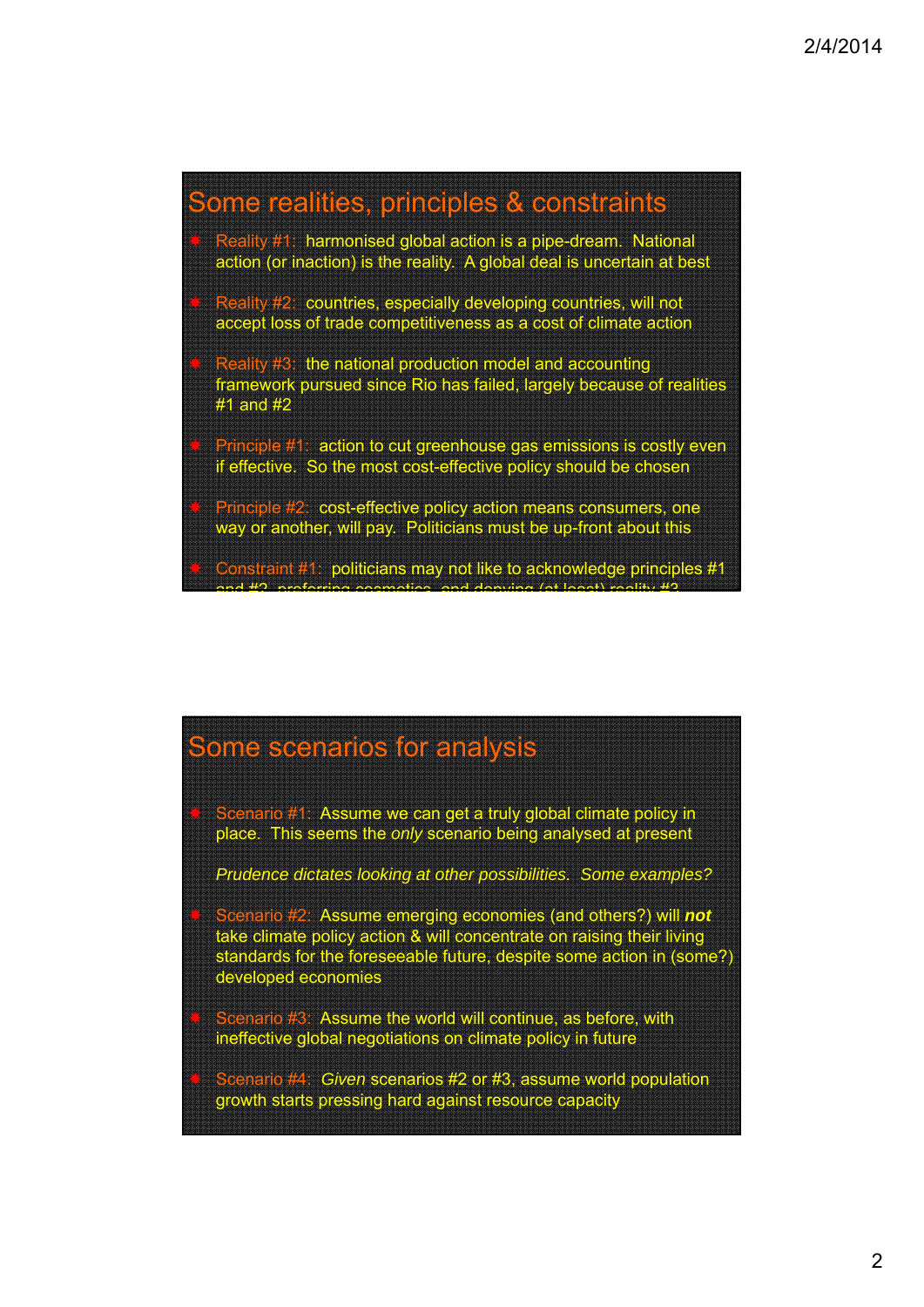## Some realities, principles & constraints

- Reality #1: harmonised global action is a pipe-dream. National action (or inaction) is the reality. A global deal is uncertain at best
- Reality #2: countries, especially developing countries, will not accept loss of trade competitiveness as a cost of climate action
- Reality #3: the national production model and accounting framework pursued since Rio has failed, largely because of realities #1 and #2
- Principle #1: action to cut greenhouse gas emissions is costly even if effective. So the most cost-effective policy should be chosen
- Principle #2: cost-effective policy action means consumers, one way or another, will pay. Politicians must be up-front about this
- Constraint #1: politicians may not like to acknowledge principles #1 and #2, preferring cosmetics, and denying (at least) reality #3

## Some scenarios for analysis

- Scenario #1: Assume we can get a truly global climate policy in place. This seems the *only* scenario being analysed at present

  *Prudence dictates looking at other possibilities. Some examples?*

- Scenario #2: Assume emerging economies (and others?) will ***not*** take climate policy action & will concentrate on raising their living standards for the foreseeable future, despite some action in (some?) developed economies
- Scenario #3: Assume the world will continue, as before, with ineffective global negotiations on climate policy in future
- Scenario #4: *Given* scenarios #2 or #3, assume world population growth starts pressing hard against resource capacity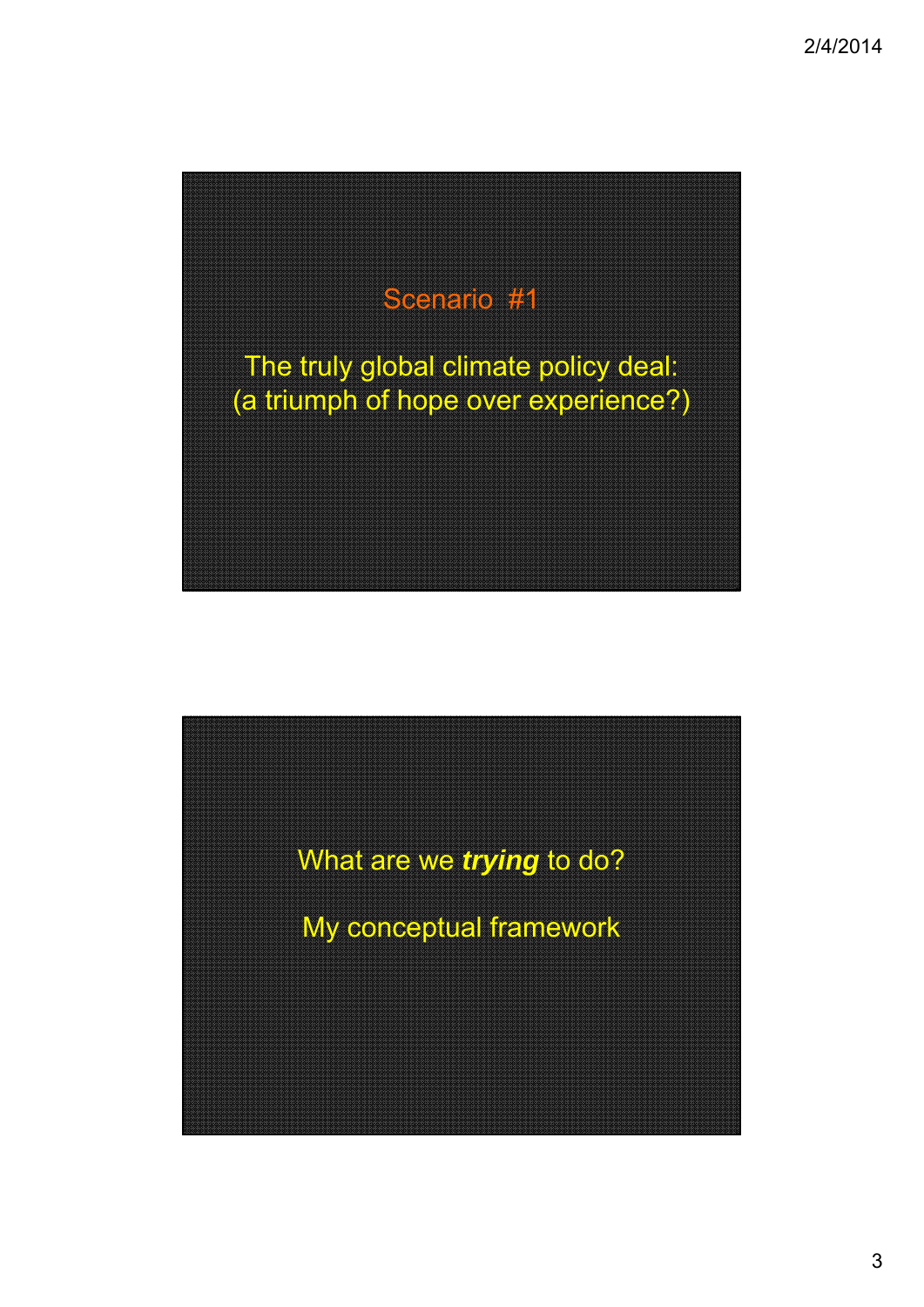Scenario #1

The truly global climate policy deal:
(a triumph of hope over experience?)

What are we ***trying*** to do?

My conceptual framework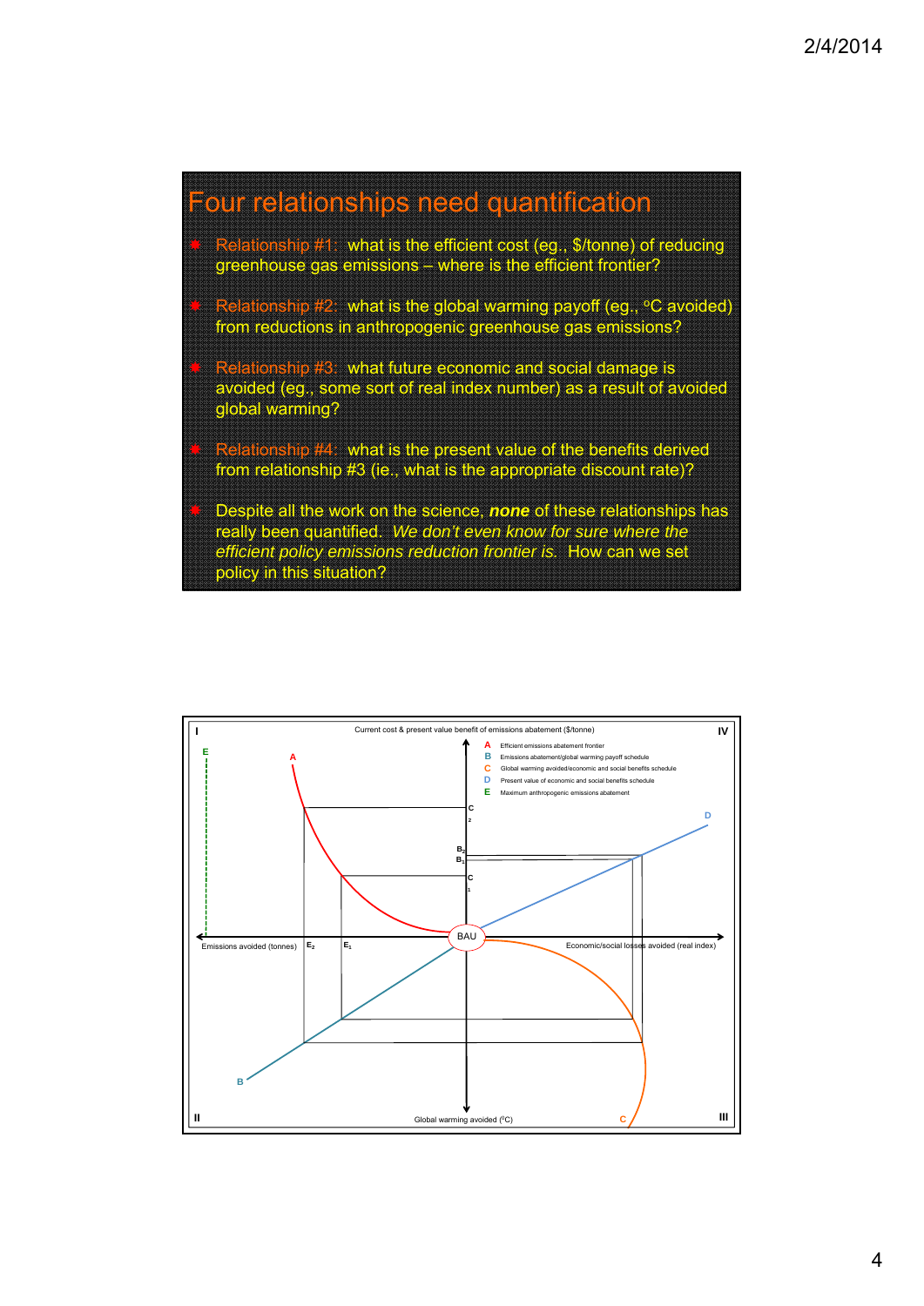# Four relationships need quantification

- Relationship #1: what is the efficient cost (eg., $/tonne) of reducing greenhouse gas emissions – where is the efficient frontier?
- Relationship #2: what is the global warming payoff (eg., °C avoided) from reductions in anthropogenic greenhouse gas emissions?
- Relationship #3: what future economic and social damage is avoided (eg., some sort of real index number) as a result of avoided global warming?
- Relationship #4: what is the present value of the benefits derived from relationship #3 (ie., what is the appropriate discount rate)?
- Despite all the work on the science, ***none*** of these relationships has really been quantified. *We don't even know for sure where the efficient policy emissions reduction frontier is.* How can we set policy in this situation?

I

Current cost & present value benefit of emissions abatement ($/tonne)

IV

- A Efficient emissions abatement frontier
- B Emissions abatement/global warming payoff schedule
- C Global warming avoided/economic and social benefits schedule
- D Present value of economic and social benefits schedule
- E Maximum anthropogenic emissions abatement

Emissions avoided (tonnes) $E_2$ $E_1$ BAU Economic/social losses avoided (real index)

$C_2$, $B_2$, $B_1$, $C_1$

II

Global warming avoided (°C)

III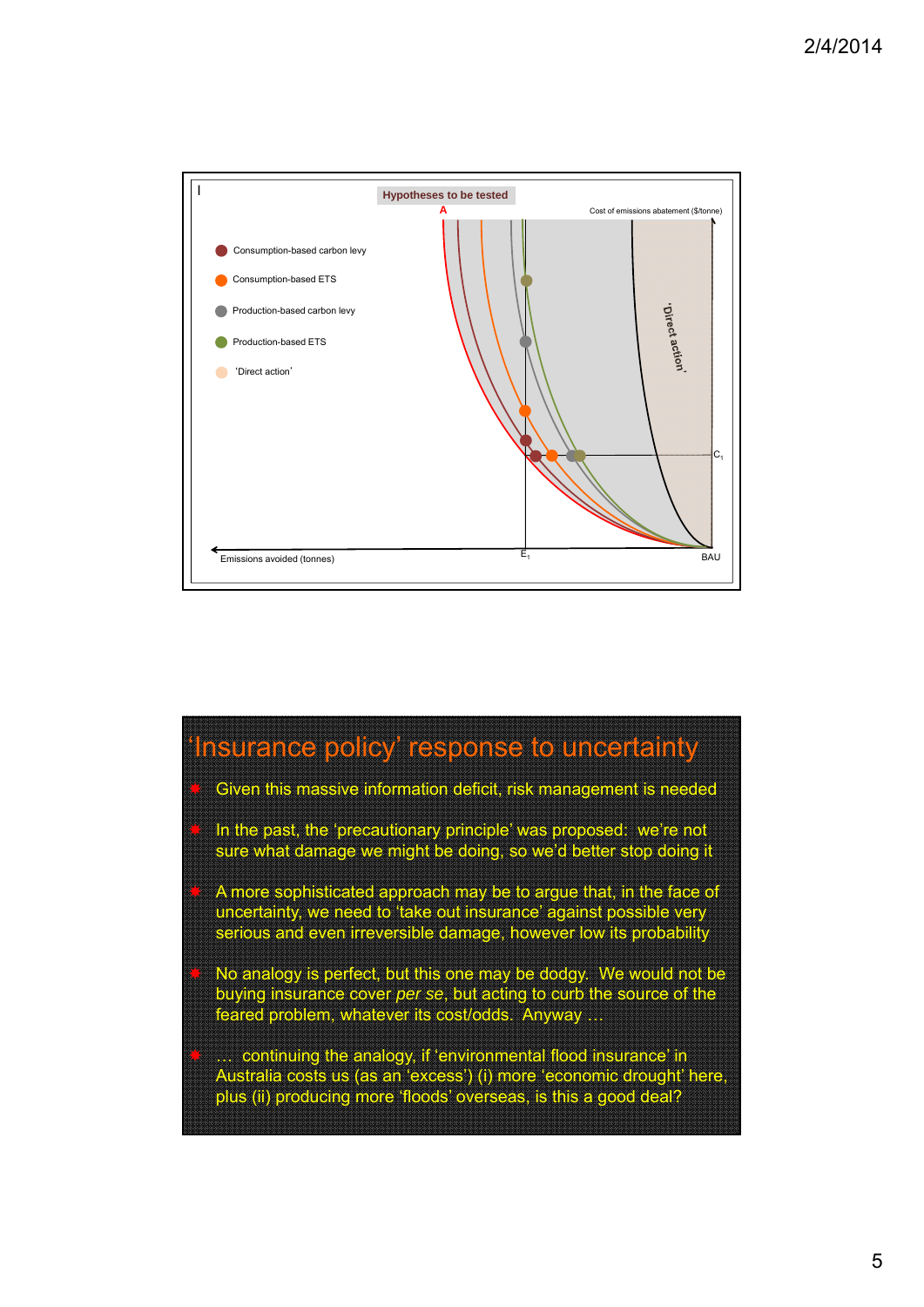Hypotheses to be tested

- Consumption-based carbon levy
- Consumption-based ETS
- Production-based carbon levy
- Production-based ETS
- 'Direct action'

A

Cost of emissions abatement ($/tonne)

'Direct action'

$C_1$

Emissions avoided (tonnes)

$E_1$

BAU

# 'Insurance policy' response to uncertainty

- Given this massive information deficit, risk management is needed
- In the past, the 'precautionary principle' was proposed: we're not sure what damage we might be doing, so we'd better stop doing it
- A more sophisticated approach may be to argue that, in the face of uncertainty, we need to 'take out insurance' against possible very serious and even irreversible damage, however low its probability
- No analogy is perfect, but this one may be dodgy. We would not be buying insurance cover *per se*, but acting to curb the source of the feared problem, whatever its cost/odds. Anyway …
- … continuing the analogy, if 'environmental flood insurance' in Australia costs us (as an 'excess') (i) more 'economic drought' here, plus (ii) producing more 'floods' overseas, is this a good deal?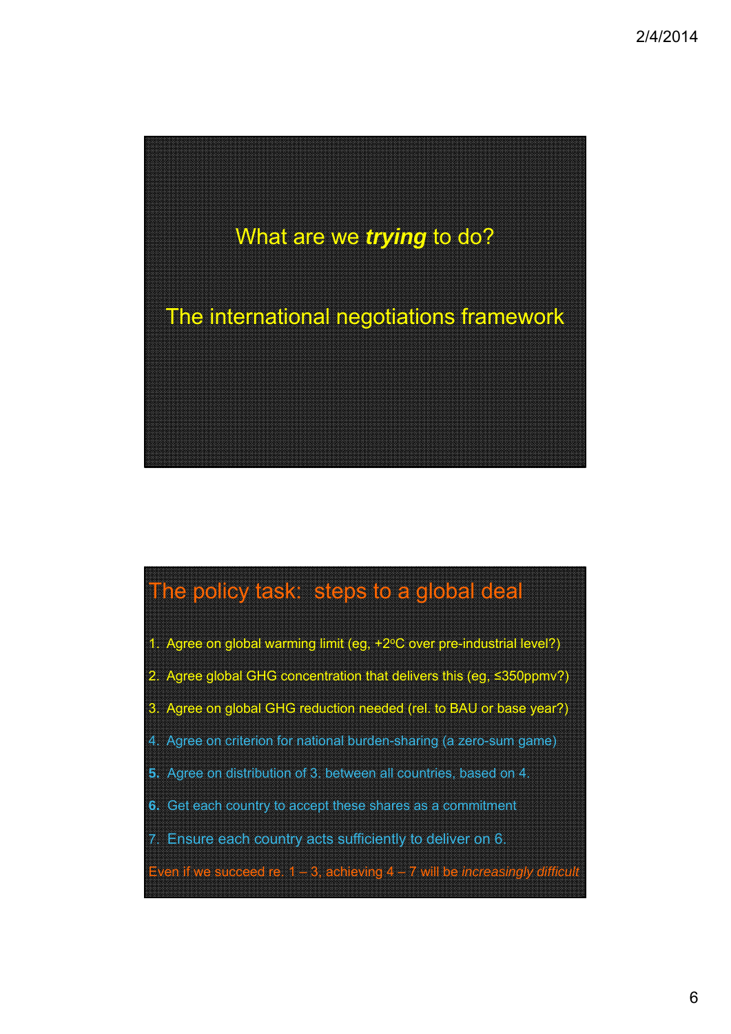What are we ***trying*** to do?

The international negotiations framework

## The policy task: steps to a global deal

1. Agree on global warming limit (eg, +2$^{o}$C over pre-industrial level?)
2. Agree global GHG concentration that delivers this (eg, ≤350ppmv?)
3. Agree on global GHG reduction needed (rel. to BAU or base year?)
4. Agree on criterion for national burden-sharing (a zero-sum game)
5. Agree on distribution of 3. between all countries, based on 4.
6. Get each country to accept these shares as a commitment
7. Ensure each country acts sufficiently to deliver on 6.

Even if we succeed re. 1 – 3, achieving 4 – 7 will be *increasingly difficult*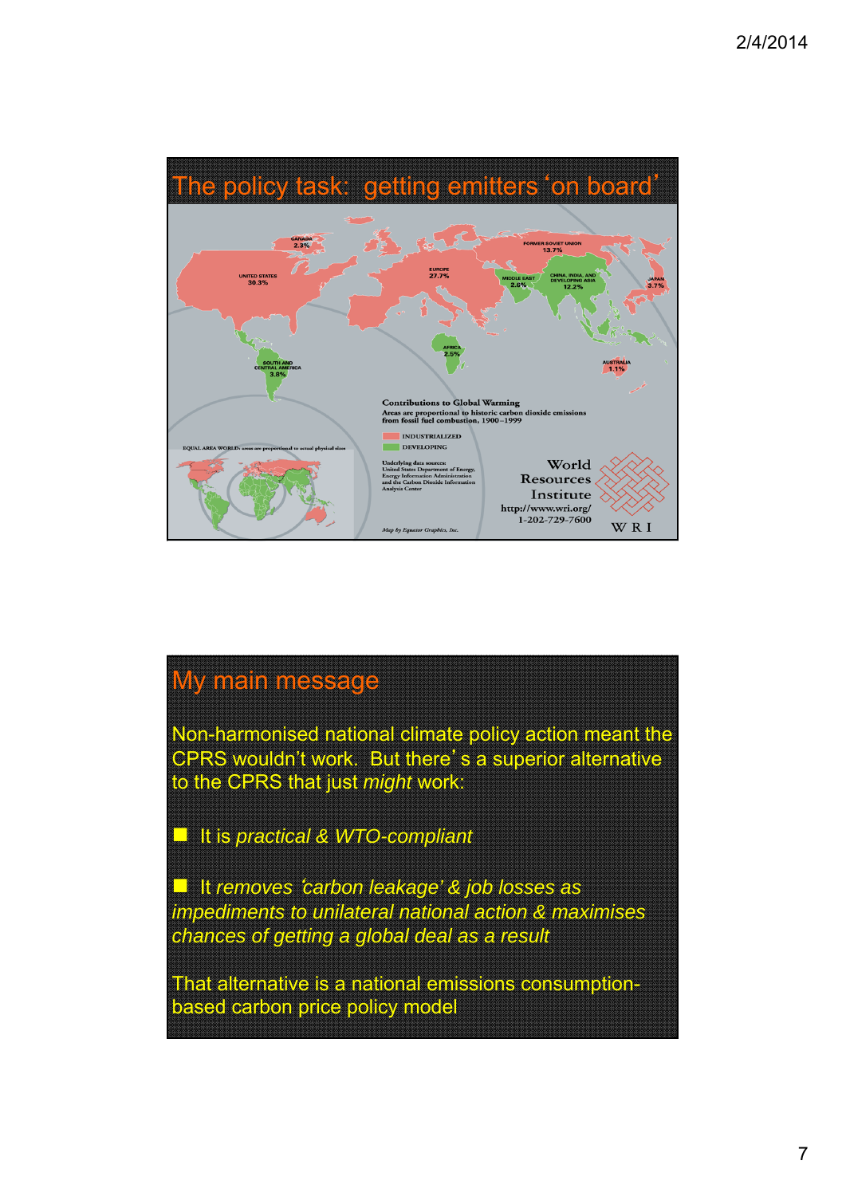## The policy task: getting emitters 'on board'

CANADA 2.3%

UNITED STATES 30.3%

EUROPE 27.7%

FORMER SOVIET UNION 13.7%

MIDDLE EAST 2.6%

CHINA, INDIA, AND DEVELOPING ASIA 12.2%

JAPAN 3.7%

AFRICA 2.5%

SOUTH AND CENTRAL AMERICA 3.8%

AUSTRALIA 1.1%

**Contributions to Global Warming**

Areas are proportional to historic carbon dioxide emissions from fossil fuel combustion, 1900–1999

- INDUSTRIALIZED
- DEVELOPING

EQUAL AREA WORLD: areas are proportional to actual physical sizes

Underlying data sources: United States Department of Energy, Energy Information Administration and the Carbon Dioxide Information Analysis Center

World Resources Institute
http://www.wri.org/
1-202-729-7600
WRI

*Map by Equator Graphics, Inc.*

## My main message

Non-harmonised national climate policy action meant the CPRS wouldn't work. But there's a superior alternative to the CPRS that just *might* work:

- It is *practical & WTO-compliant*
- It *removes 'carbon leakage' & job losses as impediments to unilateral national action & maximises chances of getting a global deal as a result*

That alternative is a national emissions consumption-based carbon price policy model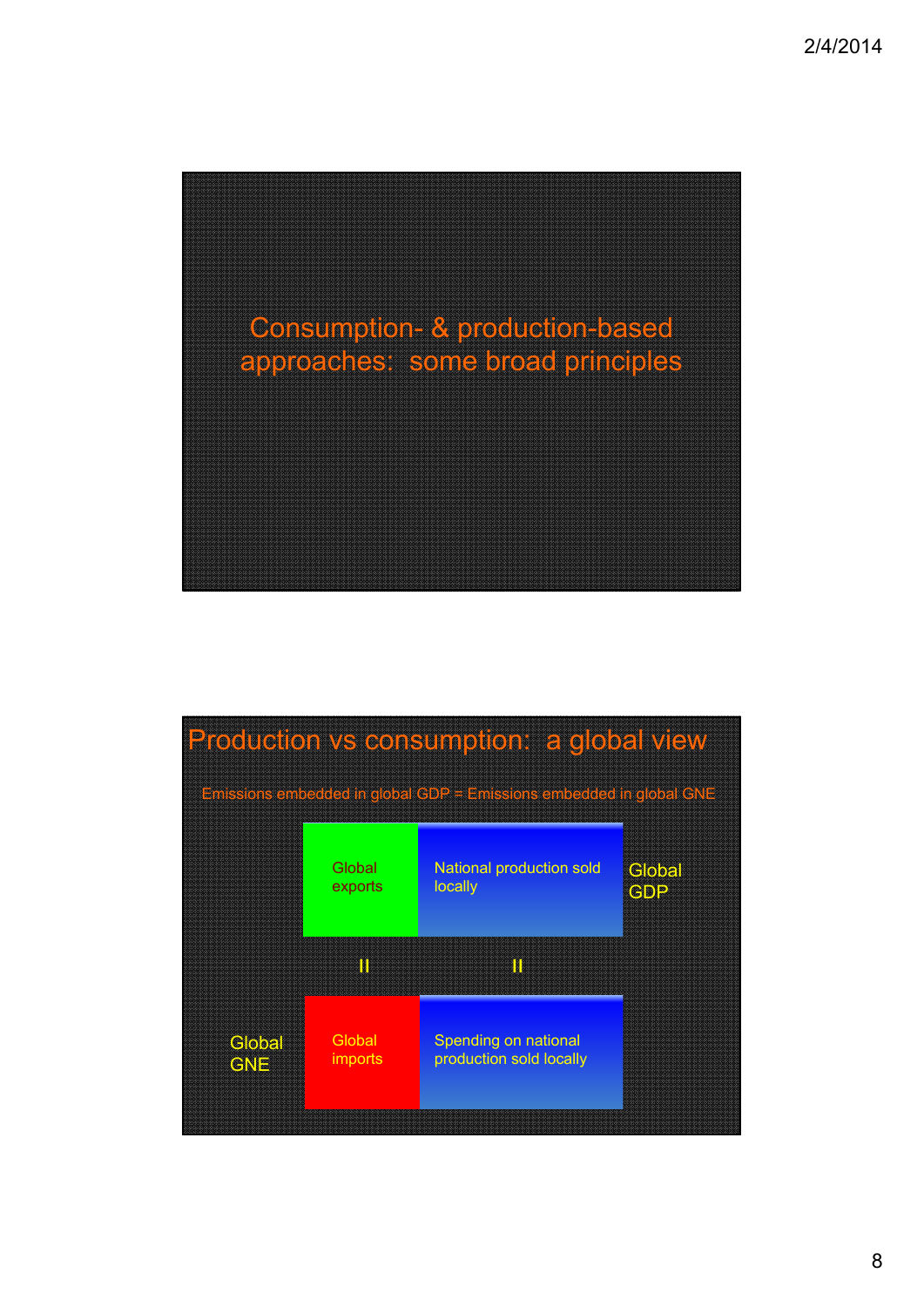## Consumption- & production-based approaches: some broad principles

## Production vs consumption: a global view

Emissions embedded in global GDP = Emissions embedded in global GNE

| | | | |
|---|---|---|---|
| | Global exports | National production sold locally | Global GDP |
| | II | II | |
| Global GNE | Global imports | Spending on national production sold locally | |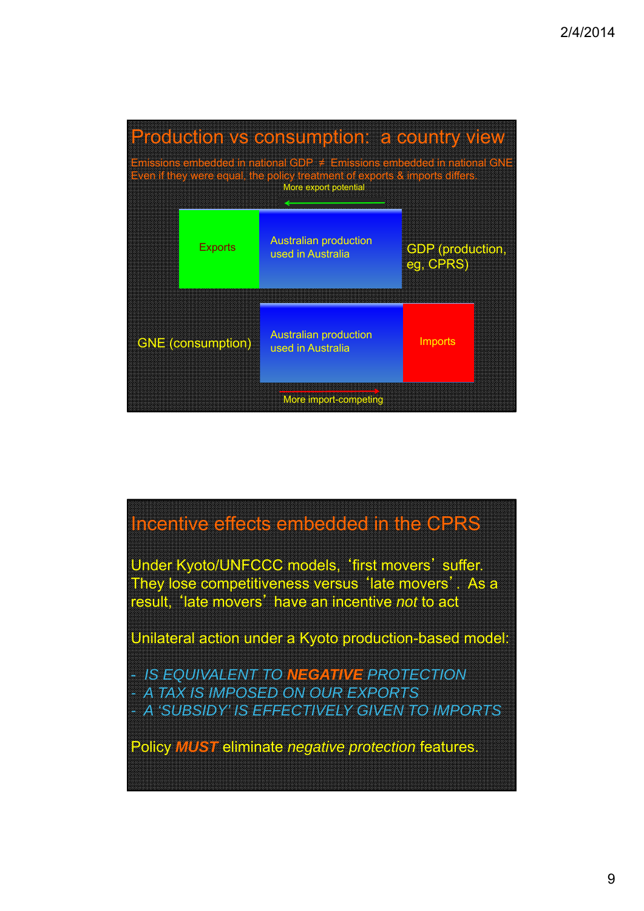## Production vs consumption: a country view

Emissions embedded in national GDP ≠ Emissions embedded in national GNE
Even if they were equal, the policy treatment of exports & imports differs.

More export potential ←

| Exports | Australian production used in Australia | GDP (production, eg, CPRS) |
|---|---|---|

| GNE (consumption) | Australian production used in Australia | Imports |
|---|---|---|

→ More import-competing

## Incentive effects embedded in the CPRS

Under Kyoto/UNFCCC models, 'first movers' suffer. They lose competitiveness versus 'late movers'. As a result, 'late movers' have an incentive *not* to act

Unilateral action under a Kyoto production-based model:

- *IS EQUIVALENT TO **NEGATIVE** PROTECTION*
- *A TAX IS IMPOSED ON OUR EXPORTS*
- *A 'SUBSIDY' IS EFFECTIVELY GIVEN TO IMPORTS*

Policy ***MUST*** eliminate *negative protection* features.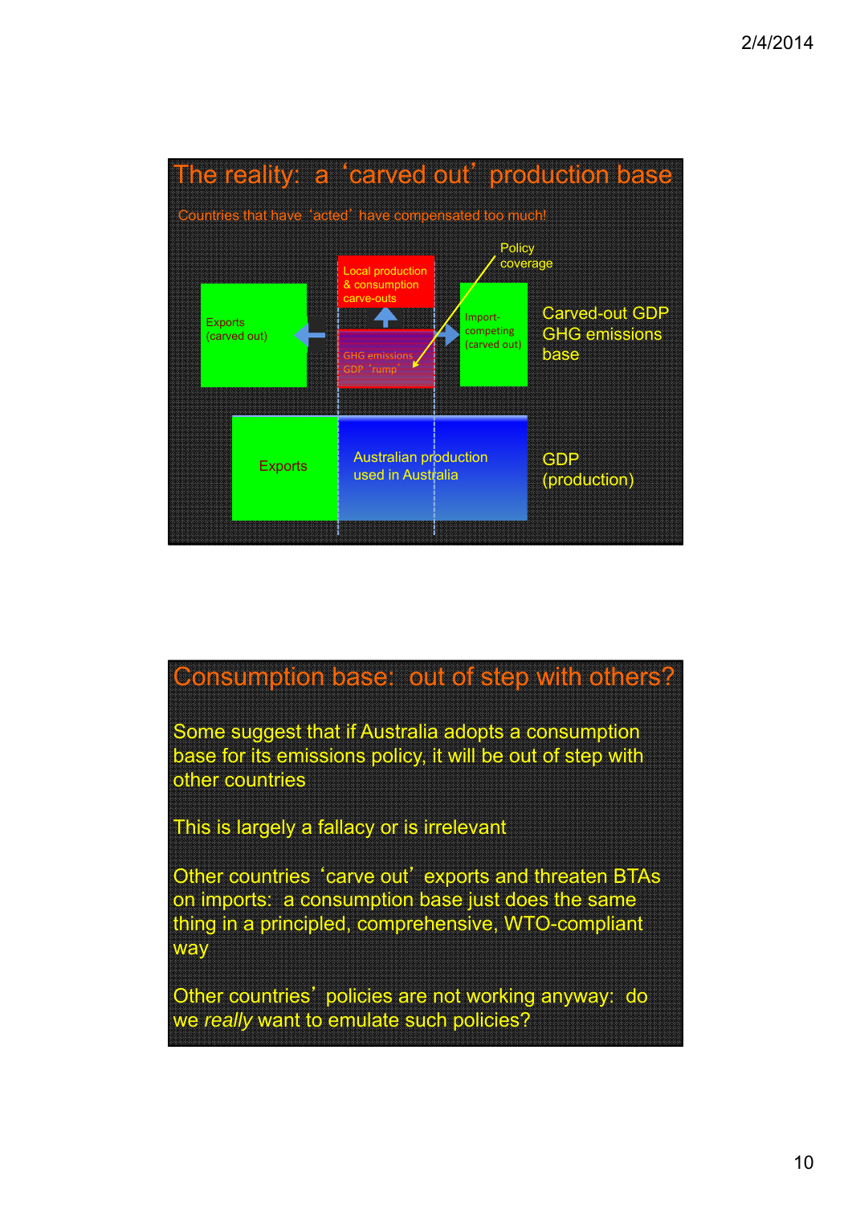## The reality: a 'carved out' production base

Countries that have 'acted' have compensated too much!

Local production & consumption carve-outs

Policy coverage

Exports (carved out)

GHG emissions GDP 'rump'

Import-competing (carved out)

Carved-out GDP GHG emissions base

Exports

Australian production used in Australia

GDP (production)

## Consumption base: out of step with others?

Some suggest that if Australia adopts a consumption base for its emissions policy, it will be out of step with other countries

This is largely a fallacy or is irrelevant

Other countries 'carve out' exports and threaten BTAs on imports: a consumption base just does the same thing in a principled, comprehensive, WTO-compliant way

Other countries' policies are not working anyway: do we *really* want to emulate such policies?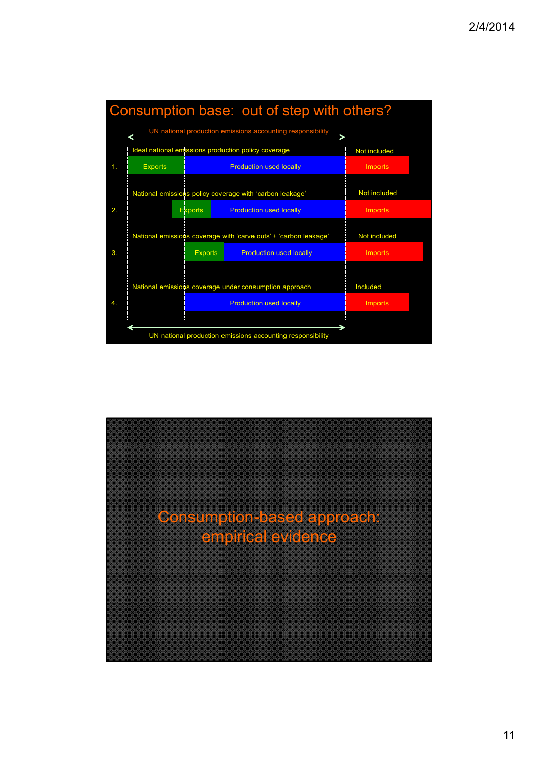# Consumption base: out of step with others?

UN national production emissions accounting responsibility

Ideal national emissions production policy coverage — Not included

1. Exports | Production used locally | Imports

National emissions policy coverage with 'carbon leakage' — Not included

2. Exports | Production used locally | Imports

National emissions coverage with 'carve outs' + 'carbon leakage' — Not included

3. Exports | Production used locally | Imports

National emissions coverage under consumption approach — Included

4. Production used locally | Imports

UN national production emissions accounting responsibility

# Consumption-based approach: empirical evidence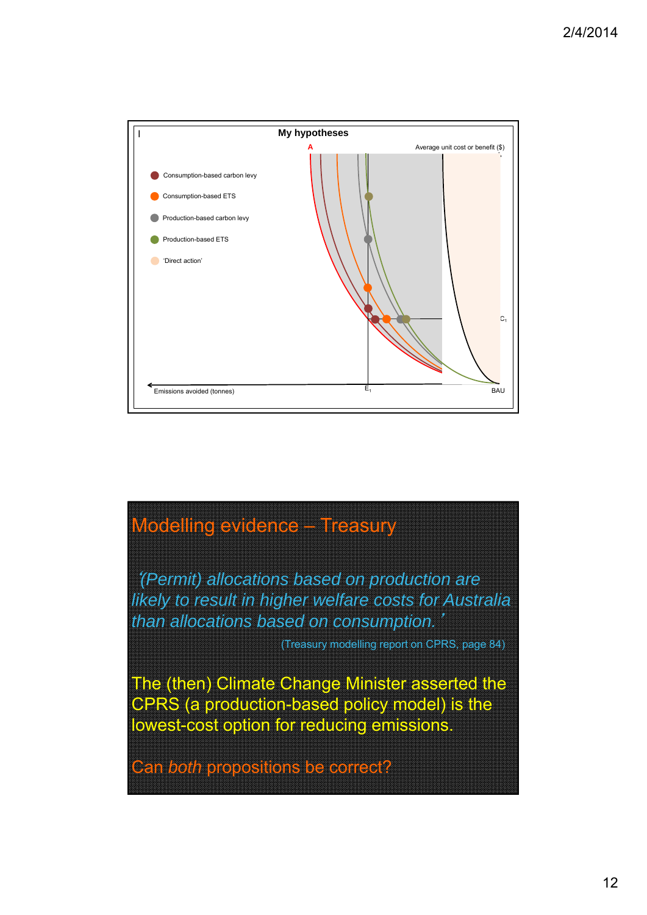## My hypotheses

A

Average unit cost or benefit ($)

- Consumption-based carbon levy
- Consumption-based ETS
- Production-based carbon levy
- Production-based ETS
- 'Direct action'

$C_1$

Emissions avoided (tonnes)

$E_1$

BAU

## Modelling evidence – Treasury

*'(Permit) allocations based on production are likely to result in higher welfare costs for Australia than allocations based on consumption.'*

(Treasury modelling report on CPRS, page 84)

The (then) Climate Change Minister asserted the CPRS (a production-based policy model) is the lowest-cost option for reducing emissions.

Can *both* propositions be correct?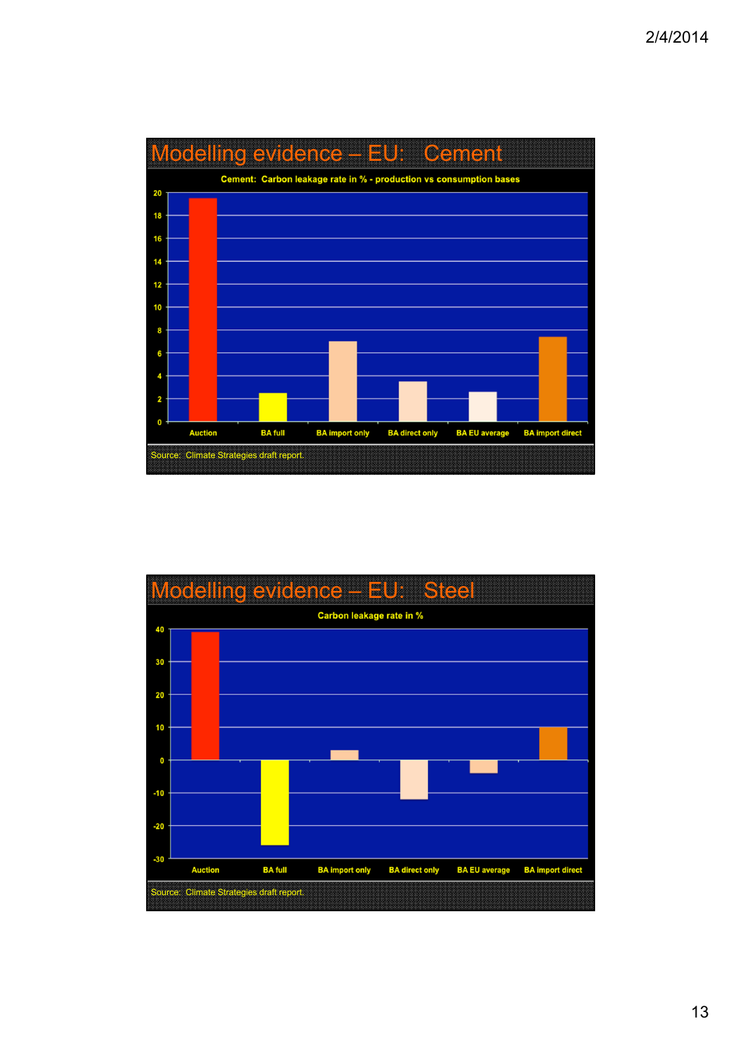# Modelling evidence – EU: Cement

**Cement: Carbon leakage rate in % - production vs consumption bases**

| | Auction | BA full | BA import only | BA direct only | BA EU average | BA import direct |
|---|---|---|---|---|---|---|

Source: Climate Strategies draft report.

# Modelling evidence – EU: Steel

**Carbon leakage rate in %**

| | Auction | BA full | BA import only | BA direct only | BA EU average | BA import direct |
|---|---|---|---|---|---|---|

Source: Climate Strategies draft report.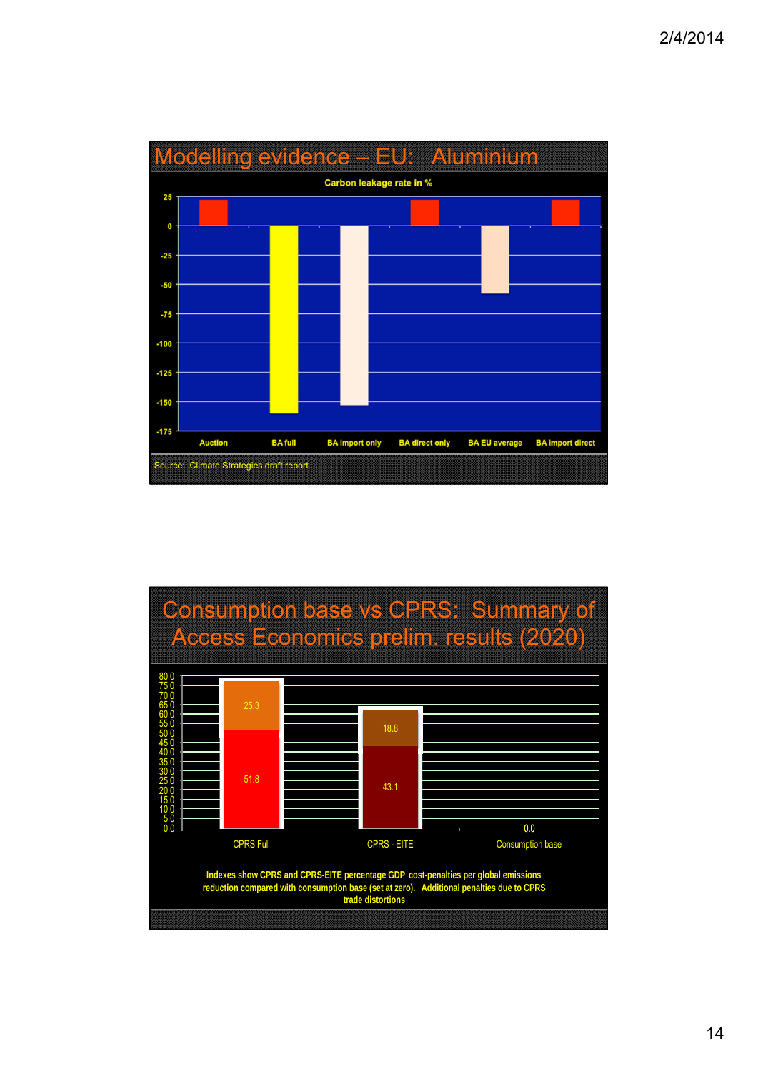## Modelling evidence – EU: Aluminium

Carbon leakage rate in %

| | Auction | BA full | BA import only | BA direct only | BA EU average | BA import direct |
|---|---|---|---|---|---|---|
| Carbon leakage rate in % | ~22 | ~-160 | ~-153 | ~22 | ~-58 | ~22 |

Source: Climate Strategies draft report.

## Consumption base vs CPRS: Summary of Access Economics prelim. results (2020)

| | CPRS Full | CPRS - EITE | Consumption base |
|---|---|---|---|
| Base | 51.8 | 43.1 | 0.0 |
| Additional | 25.3 | 18.8 | |

Indexes show CPRS and CPRS-EITE percentage GDP cost-penalties per global emissions reduction compared with consumption base (set at zero). Additional penalties due to CPRS trade distortions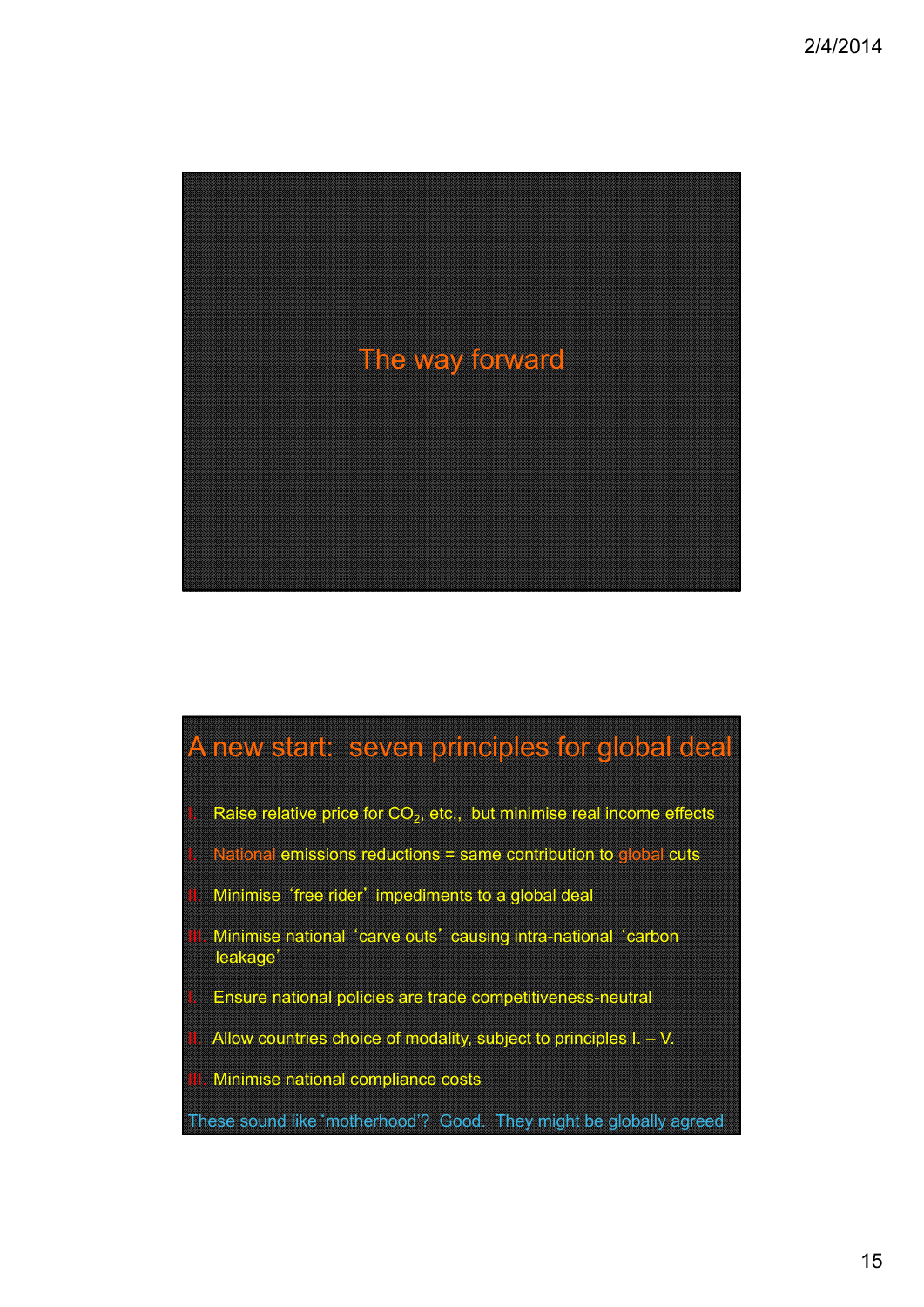# The way forward

## A new start: seven principles for global deal

I. Raise relative price for $CO_2$, etc., but minimise real income effects

I. National emissions reductions = same contribution to global cuts

II. Minimise 'free rider' impediments to a global deal

III. Minimise national 'carve outs' causing intra-national 'carbon leakage'

I. Ensure national policies are trade competitiveness-neutral

II. Allow countries choice of modality, subject to principles I. – V.

III. Minimise national compliance costs

These sound like 'motherhood'? Good. They might be globally agreed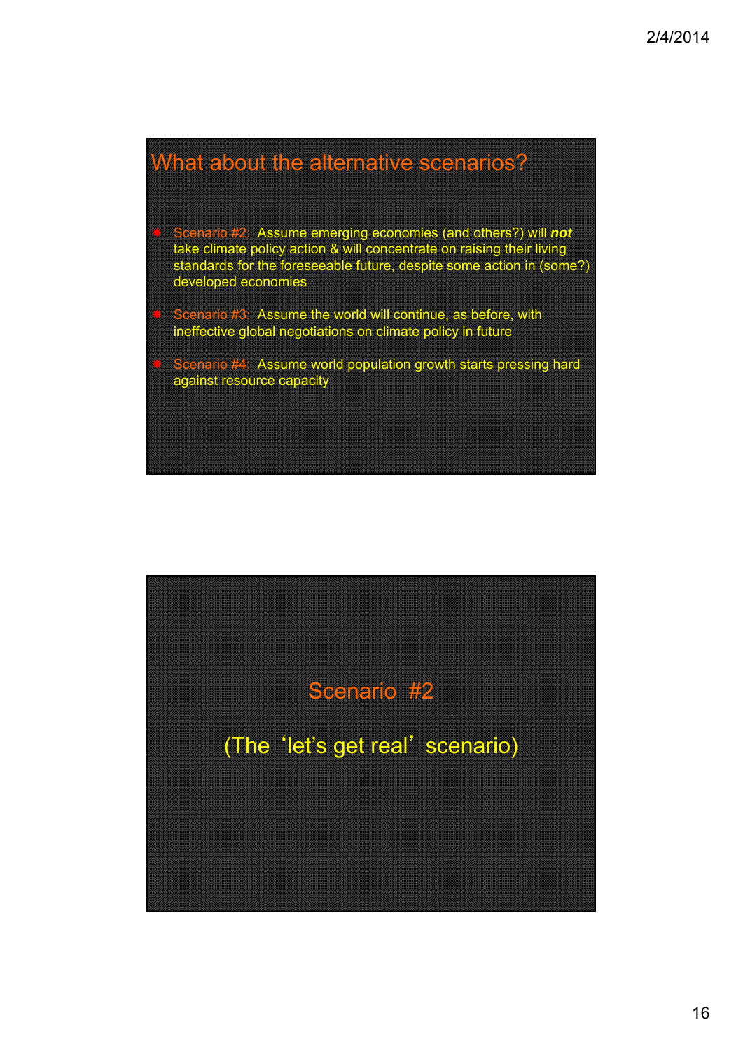## What about the alternative scenarios?

- Scenario #2: Assume emerging economies (and others?) will ***not*** take climate policy action & will concentrate on raising their living standards for the foreseeable future, despite some action in (some?) developed economies
- Scenario #3: Assume the world will continue, as before, with ineffective global negotiations on climate policy in future
- Scenario #4: Assume world population growth starts pressing hard against resource capacity

## Scenario #2

(The 'let's get real' scenario)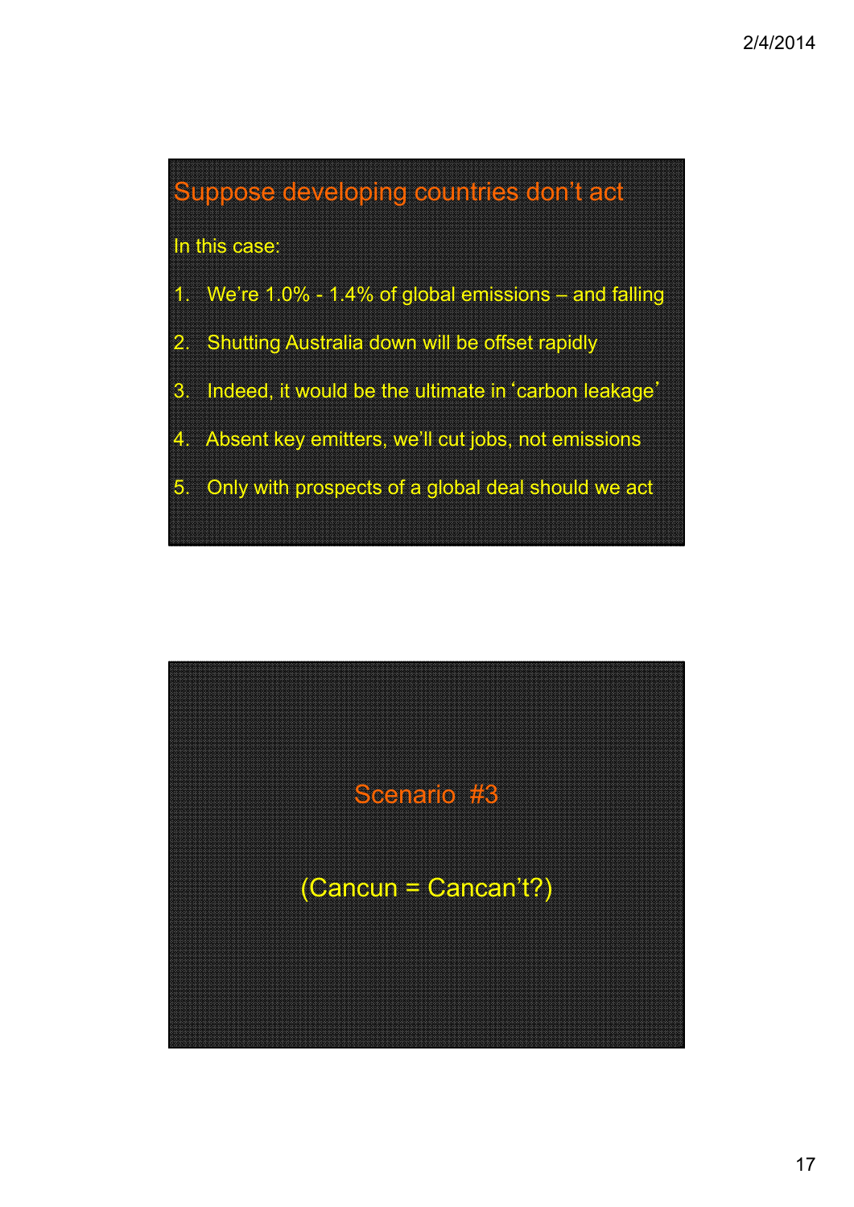## Suppose developing countries don't act

In this case:

1. We're 1.0% - 1.4% of global emissions – and falling
2. Shutting Australia down will be offset rapidly
3. Indeed, it would be the ultimate in 'carbon leakage'
4. Absent key emitters, we'll cut jobs, not emissions
5. Only with prospects of a global deal should we act

## Scenario #3

(Cancun = Cancan't?)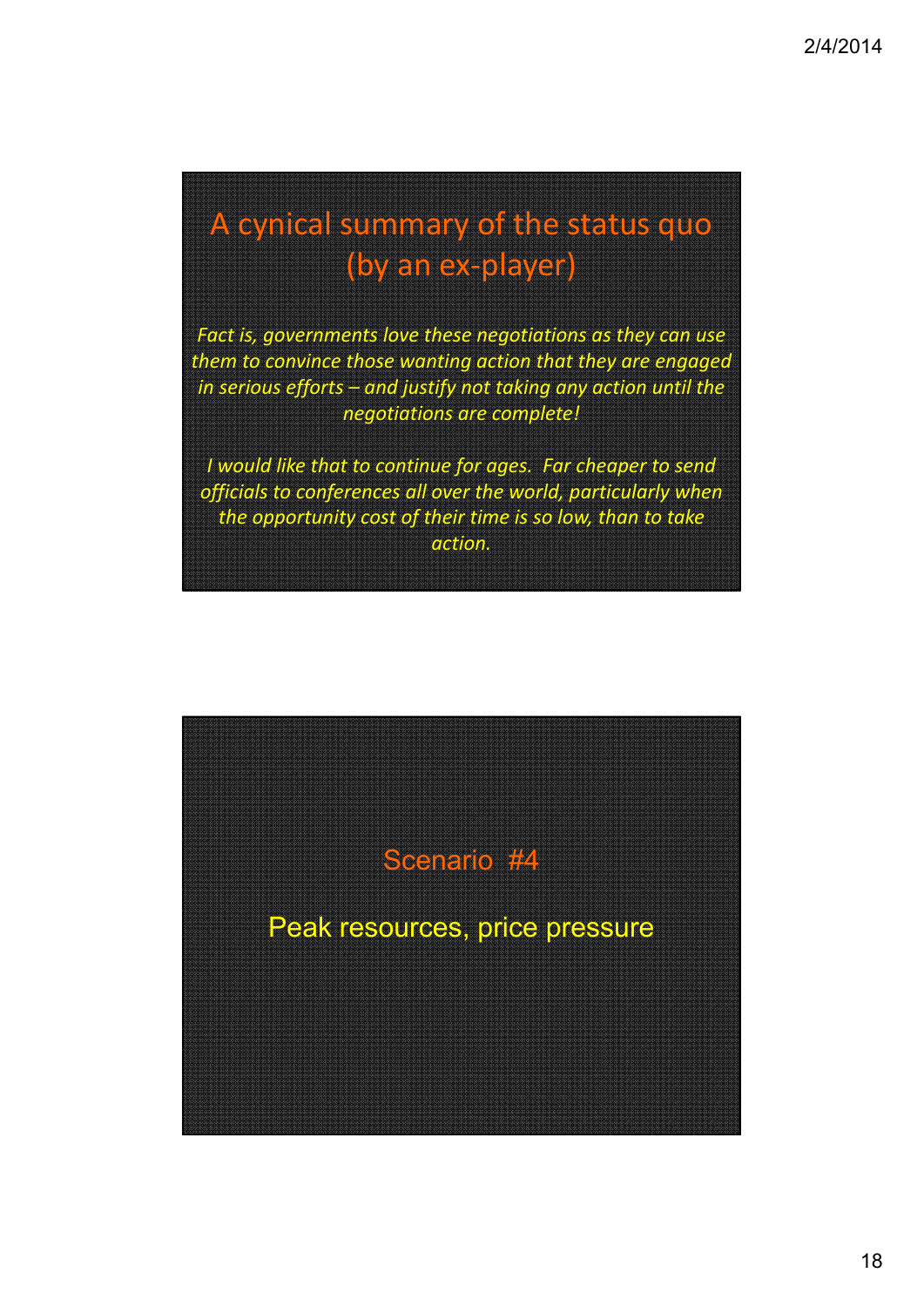## A cynical summary of the status quo (by an ex-player)

*Fact is, governments love these negotiations as they can use them to convince those wanting action that they are engaged in serious efforts – and justify not taking any action until the negotiations are complete!*

*I would like that to continue for ages. Far cheaper to send officials to conferences all over the world, particularly when the opportunity cost of their time is so low, than to take action.*

## Scenario #4

Peak resources, price pressure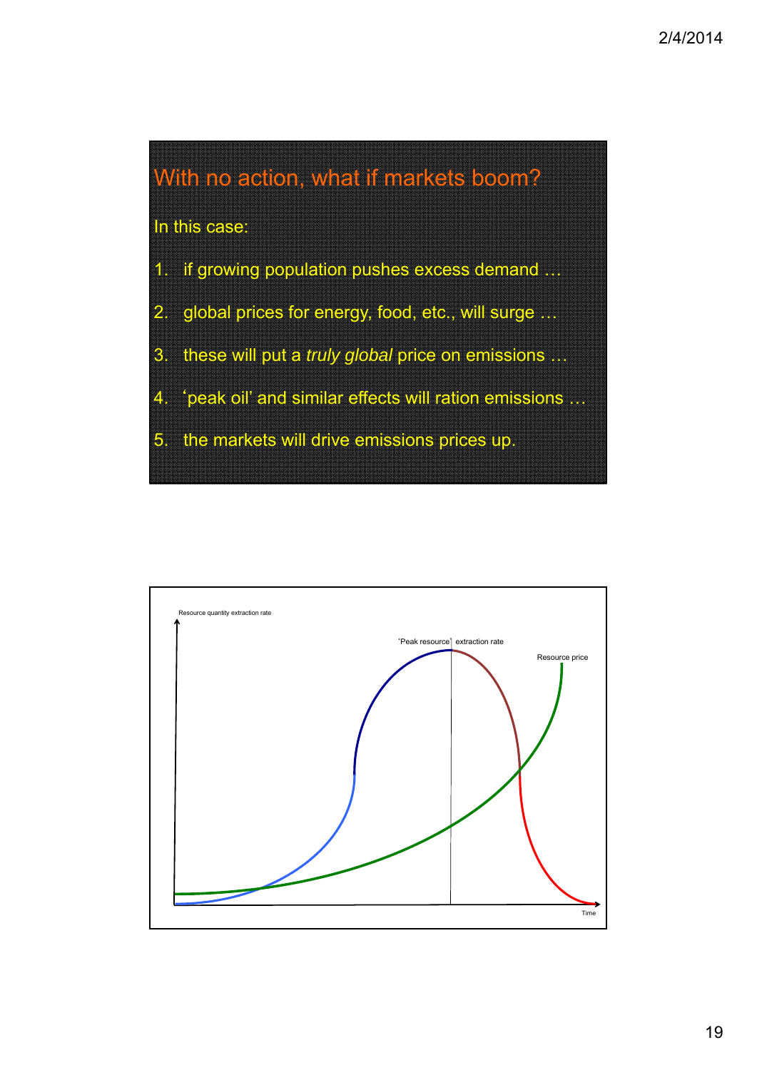## With no action, what if markets boom?

In this case:

1. if growing population pushes excess demand …
2. global prices for energy, food, etc., will surge …
3. these will put a *truly global* price on emissions …
4. 'peak oil' and similar effects will ration emissions …
5. the markets will drive emissions prices up.

Resource quantity extraction rate

'Peak resource' extraction rate

Resource price

Time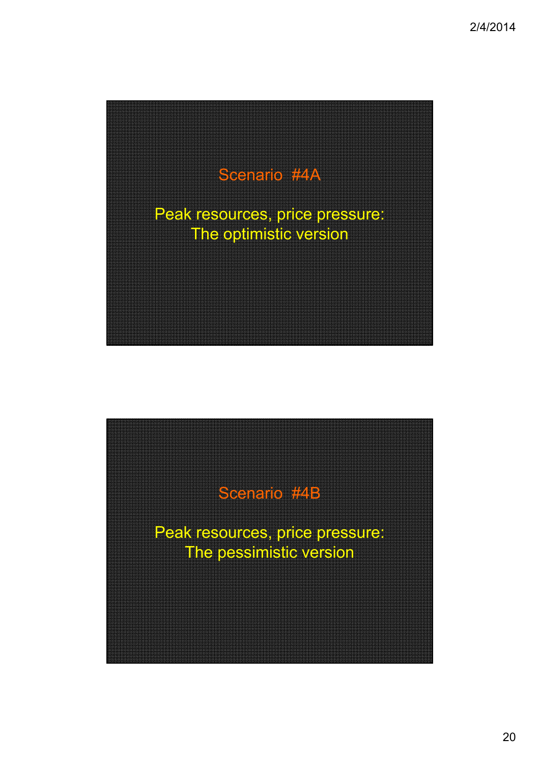## Scenario #4A

Peak resources, price pressure:
The optimistic version

## Scenario #4B

Peak resources, price pressure:
The pessimistic version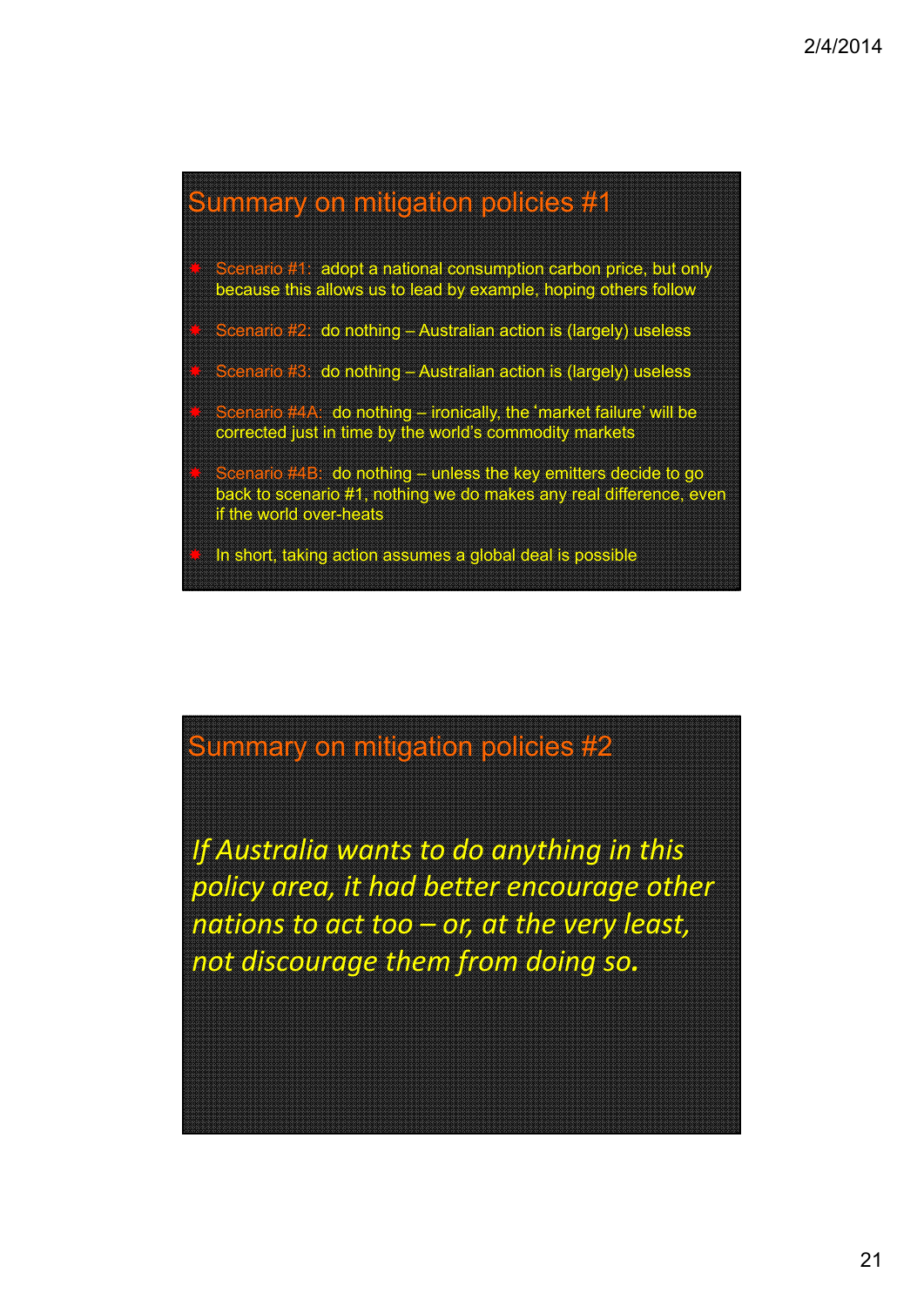## Summary on mitigation policies #1

- Scenario #1: adopt a national consumption carbon price, but only because this allows us to lead by example, hoping others follow
- Scenario #2: do nothing – Australian action is (largely) useless
- Scenario #3: do nothing – Australian action is (largely) useless
- Scenario #4A: do nothing – ironically, the 'market failure' will be corrected just in time by the world's commodity markets
- Scenario #4B: do nothing – unless the key emitters decide to go back to scenario #1, nothing we do makes any real difference, even if the world over-heats
- In short, taking action assumes a global deal is possible

## Summary on mitigation policies #2

*If Australia wants to do anything in this policy area, it had better encourage other nations to act too – or, at the very least, not discourage them from doing so.*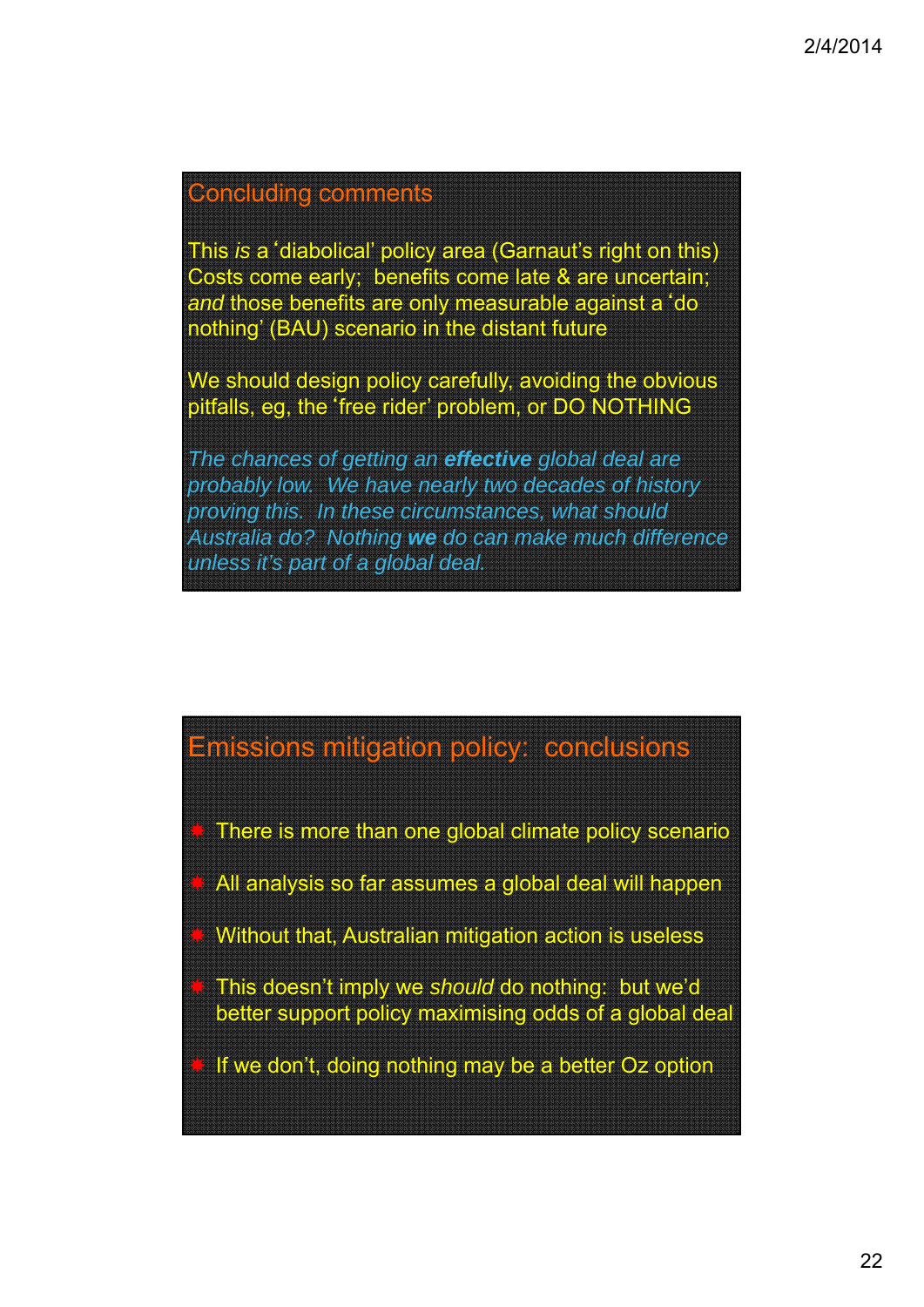## Concluding comments

This *is* a 'diabolical' policy area (Garnaut's right on this) Costs come early; benefits come late & are uncertain; *and* those benefits are only measurable against a 'do nothing' (BAU) scenario in the distant future

We should design policy carefully, avoiding the obvious pitfalls, eg, the 'free rider' problem, or DO NOTHING

*The chances of getting an **effective** global deal are probably low. We have nearly two decades of history proving this. In these circumstances, what should Australia do? Nothing **we** do can make much difference unless it's part of a global deal.*

## Emissions mitigation policy: conclusions

- There is more than one global climate policy scenario
- All analysis so far assumes a global deal will happen
- Without that, Australian mitigation action is useless
- This doesn't imply we *should* do nothing: but we'd better support policy maximising odds of a global deal
- If we don't, doing nothing may be a better Oz option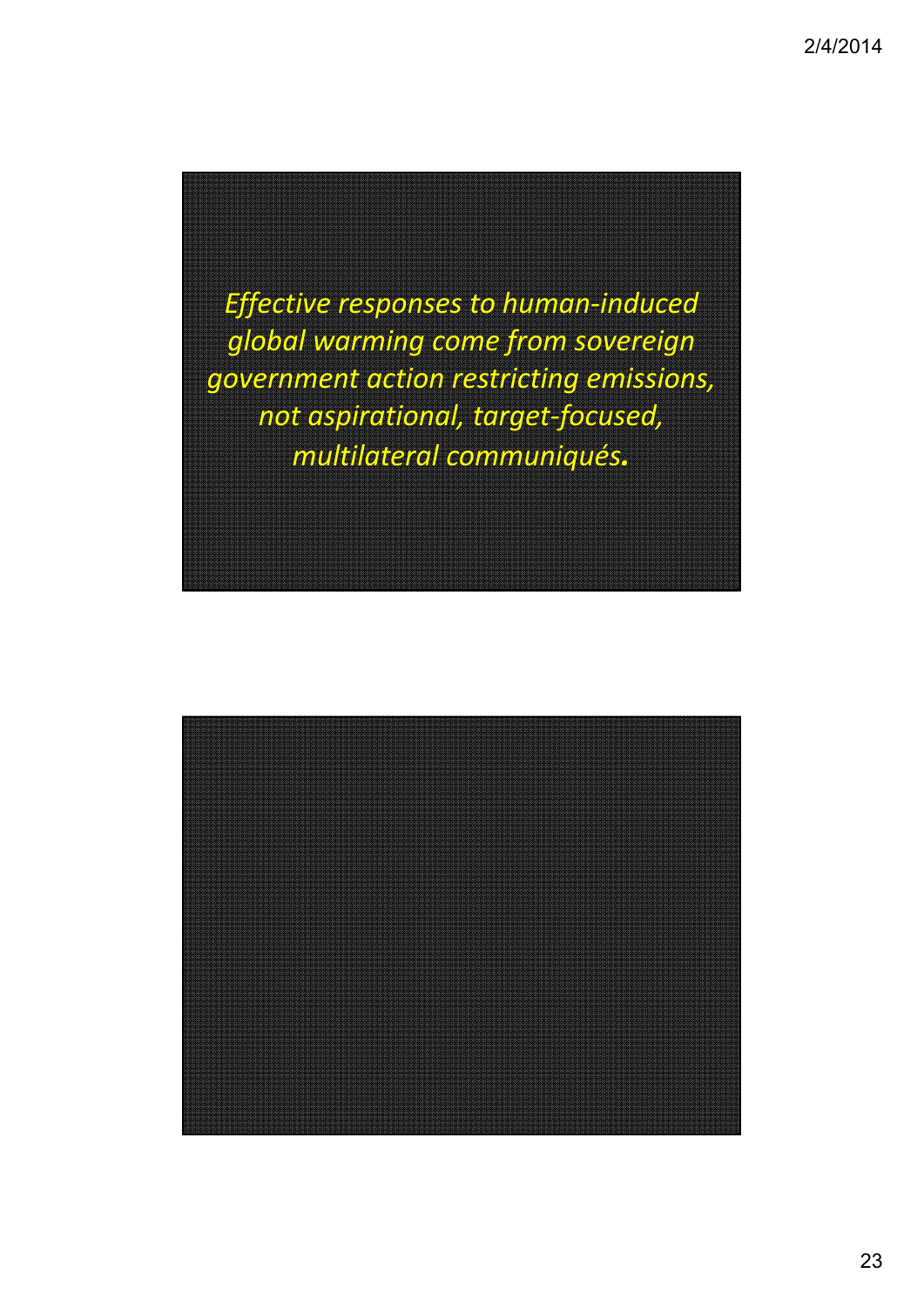*Effective responses to human-induced global warming come from sovereign government action restricting emissions, not aspirational, target-focused, multilateral communiqués.*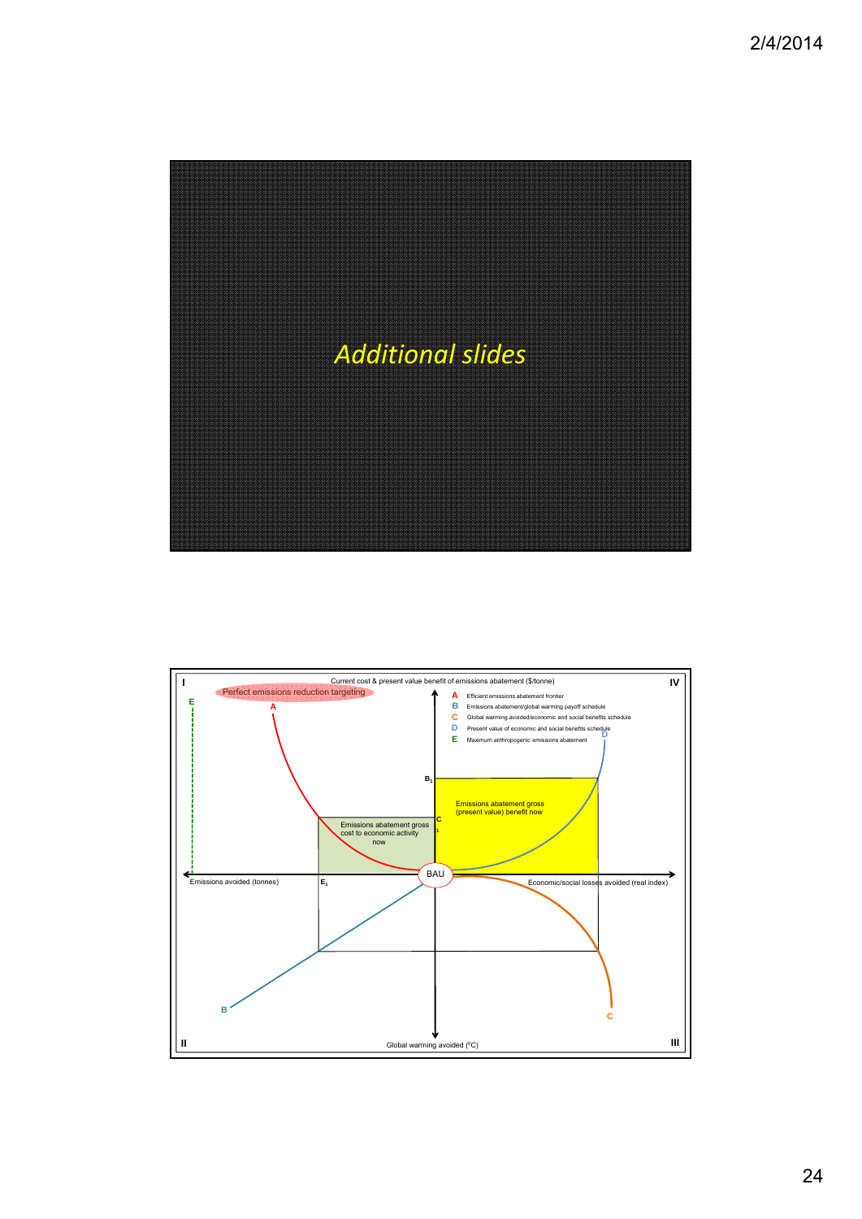# *Additional slides*

I

Current cost & present value benefit of emissions abatement ($/tonne)

IV

Perfect emissions reduction targeting

- **A** Efficient emissions abatement frontier
- **B** Emissions abatement/global warming payoff schedule
- **C** Global warming avoided/economic and social benefits schedule
- **D** Present value of economic and social benefits schedule
- **E** Maximum anthropogenic emissions abatement

$B_1$

$C_1$

Emissions abatement gross (present value) benefit now

Emissions abatement gross cost to economic activity now

BAU

Emissions avoided (tonnes)

$E_1$

Economic/social losses avoided (real index)

II

Global warming avoided ($^0$C)

III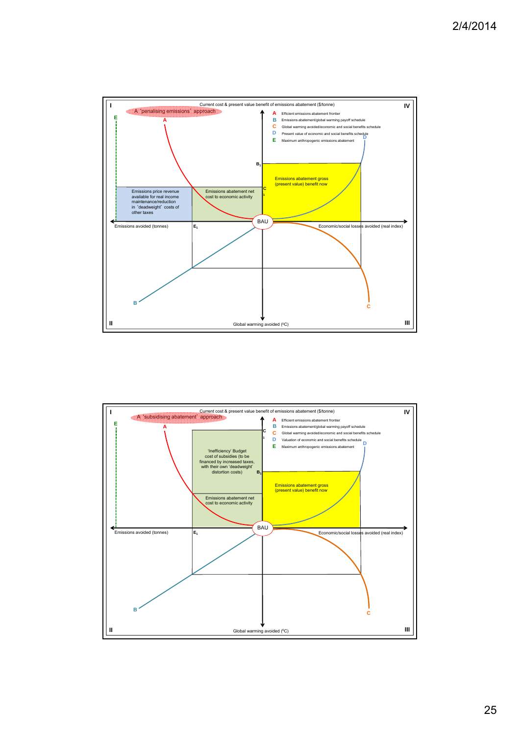I | Current cost & present value benefit of emissions abatement ($/tonne) | IV

A 'penalising emissions' approach

- **A** Efficient emissions abatement frontier
- **B** Emissions abatement/global warming payoff schedule
- **C** Global warming avoided/economic and social benefits schedule
- **D** Present value of economic and social benefits schedule
- **E** Maximum anthropogenic emissions abatement

Emissions price revenue available for real income maintenance/reduction in 'deadweight' costs of other taxes

Emissions abatement net cost to economic activity

Emissions abatement gross (present value) benefit now

$B_1$ | $C_1$ | $E_1$ | BAU

Emissions avoided (tonnes) | Economic/social losses avoided (real index)

II | Global warming avoided (°C) | III

---

I | Current cost & present value benefit of emissions abatement ($/tonne) | IV

A 'subsidising abatement' approach

- **A** Efficient emissions abatement frontier
- **B** Emissions abatement/global warming payoff schedule
- **C** Global warming avoided/economic and social benefits schedule
- **D** Valuation of economic and social benefits schedule
- **E** Maximum anthropogenic emissions abatement

'Inefficiency' Budget cost of subsidies (to be financed by increased taxes, with their own 'deadweight' distortion costs)

Emissions abatement net cost to economic activity

Emissions abatement gross (present value) benefit now

$B_1$ | $C_1$ | $E_1$ | BAU

Emissions avoided (tonnes) | Economic/social losses avoided (real index)

II | Global warming avoided (°C) | III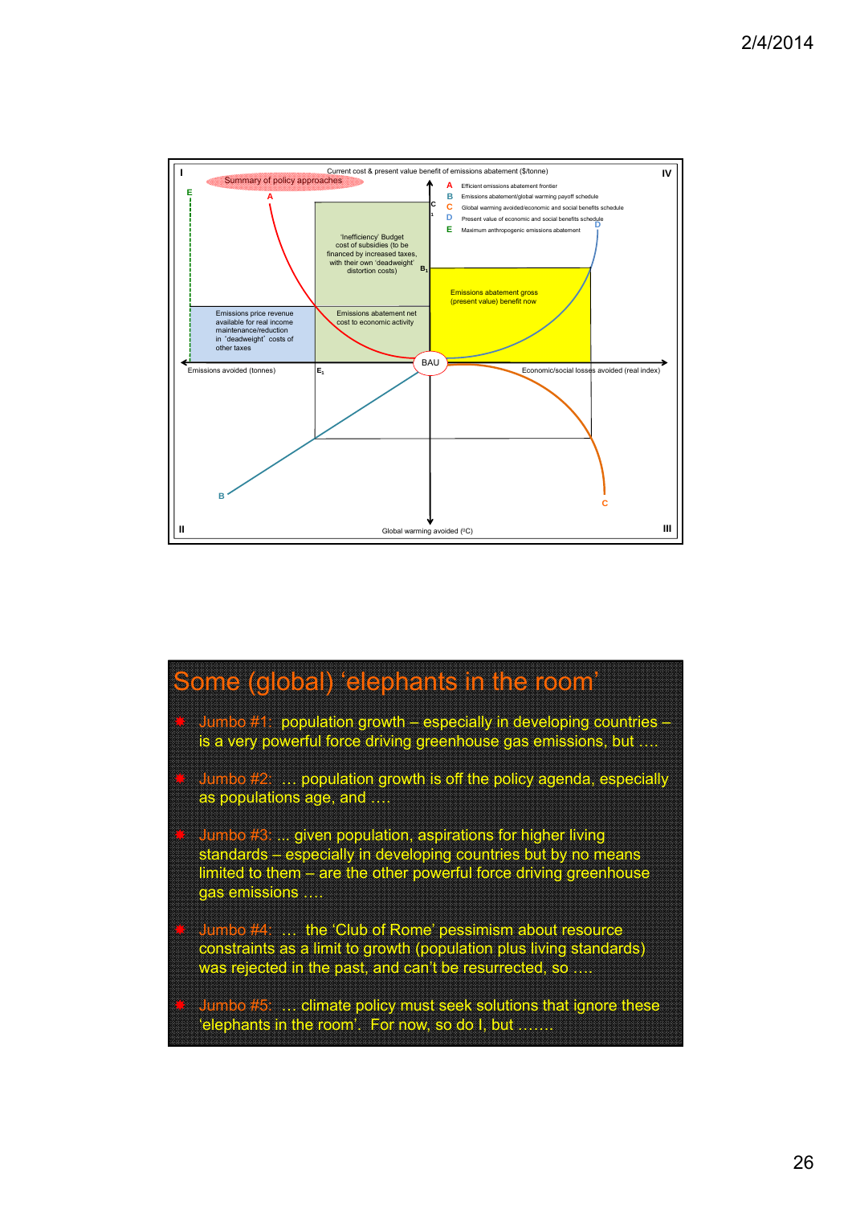I

IV

Current cost & present value benefit of emissions abatement ($/tonne)

Summary of policy approaches

E

A

C

1

A Efficient emissions abatement frontier

B Emissions abatement/global warming payoff schedule

C Global warming avoided/economic and social benefits schedule

D Present value of economic and social benefits schedule

E Maximum anthropogenic emissions abatement

D

'Inefficiency' Budget cost of subsidies (to be financed by increased taxes, with their own 'deadweight' distortion costs)

$B_1$

Emissions abatement gross (present value) benefit now

Emissions price revenue available for real income maintenance/reduction in 'deadweight' costs of other taxes

Emissions abatement net cost to economic activity

BAU

Emissions avoided (tonnes)

$E_1$

Economic/social losses avoided (real index)

B

C

II

Global warming avoided (ºC)

III

# Some (global) 'elephants in the room'

- Jumbo #1: population growth – especially in developing countries – is a very powerful force driving greenhouse gas emissions, but ….
- Jumbo #2: … population growth is off the policy agenda, especially as populations age, and ….
- Jumbo #3: ... given population, aspirations for higher living standards – especially in developing countries but by no means limited to them – are the other powerful force driving greenhouse gas emissions ….
- Jumbo #4: … the 'Club of Rome' pessimism about resource constraints as a limit to growth (population plus living standards) was rejected in the past, and can't be resurrected, so ….
- Jumbo #5: … climate policy must seek solutions that ignore these 'elephants in the room'. For now, so do I, but …….